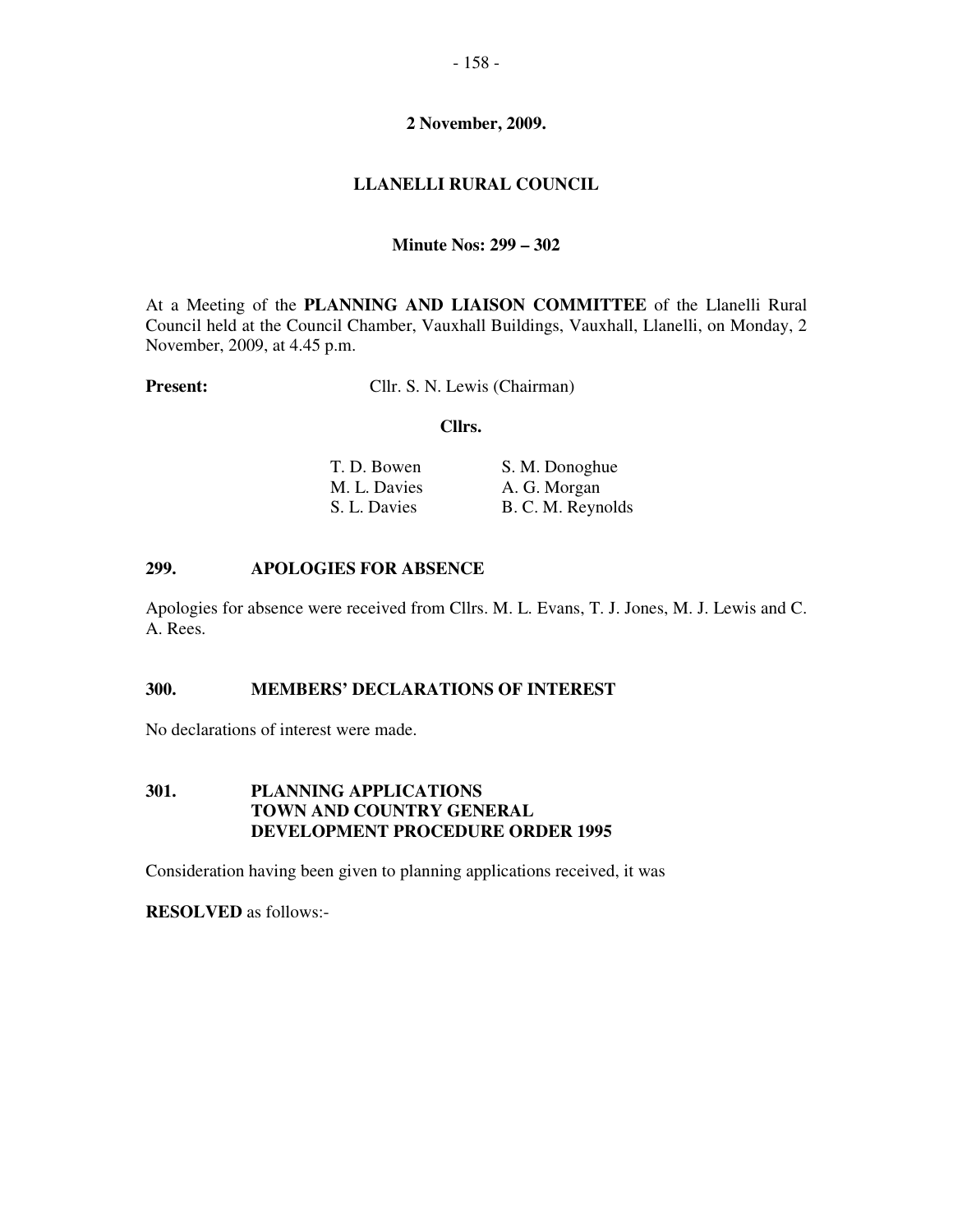**2 November, 2009.**

# LLANELLI RURAL COUNCIL

**Minute Nos: 299 – 302**

At a Meeting of the **PLANNING AND LIAISON COMMITTEE** of the Llanelli Rural Council held at the Council Chamber, Vauxhall Buildings, Vauxhall, Llanelli, on Monday, 2 November, 2009, at 4.45 p.m.

**Present:** Cllr. S. N. Lewis (Chairman)

**Cllrs.**

| | |
|---|---|
| T. D. Bowen | S. M. Donoghue |
| M. L. Davies | A. G. Morgan |
| S. L. Davies | B. C. M. Reynolds |

## 299. APOLOGIES FOR ABSENCE

Apologies for absence were received from Cllrs. M. L. Evans, T. J. Jones, M. J. Lewis and C. A. Rees.

## 300. MEMBERS' DECLARATIONS OF INTEREST

No declarations of interest were made.

## 301. PLANNING APPLICATIONS TOWN AND COUNTRY GENERAL DEVELOPMENT PROCEDURE ORDER 1995

Consideration having been given to planning applications received, it was

**RESOLVED** as follows:-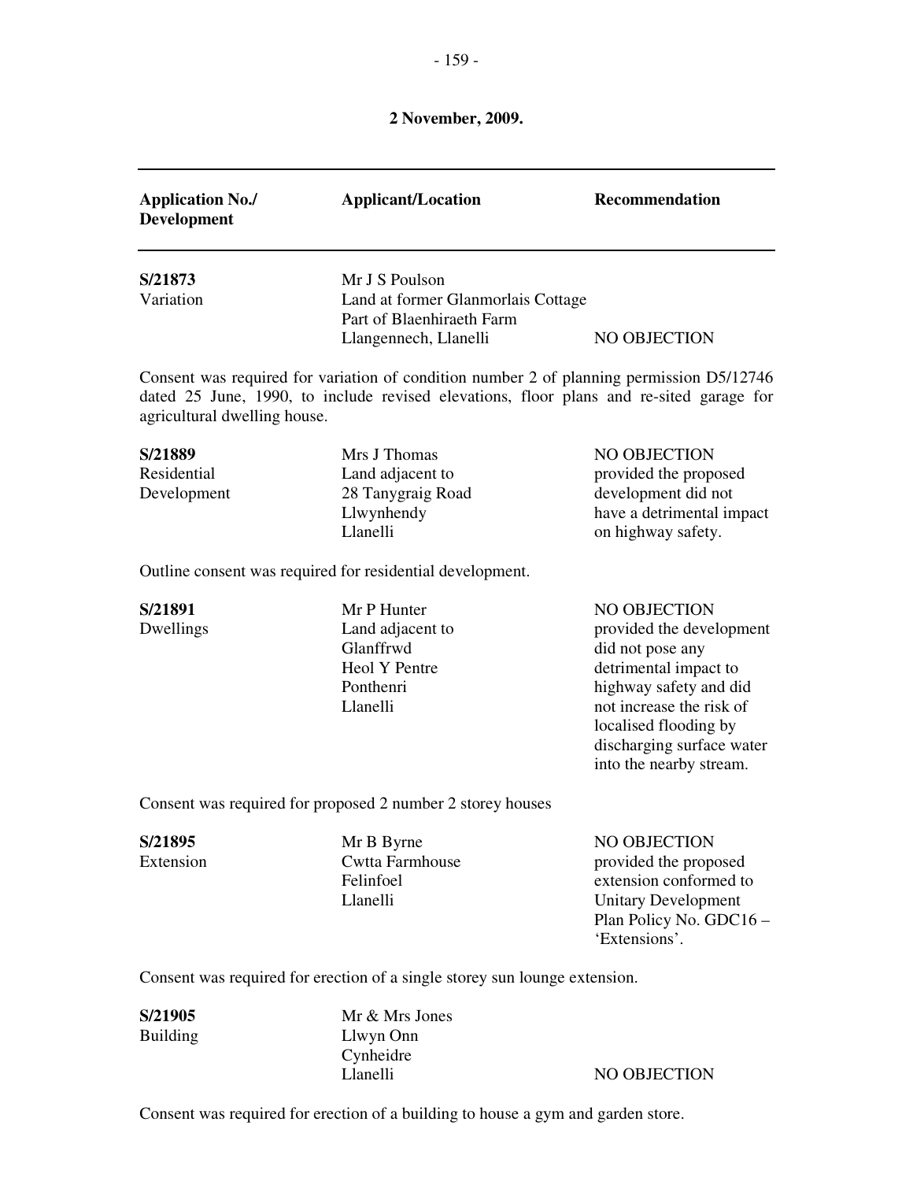**2 November, 2009.**

| Application No./ Development | Applicant/Location | Recommendation |
|---|---|---|
| **S/21873** Variation | Mr J S Poulson Land at former Glanmorlais Cottage Part of Blaenhiraeth Farm Llangennech, Llanelli | NO OBJECTION |

Consent was required for variation of condition number 2 of planning permission D5/12746 dated 25 June, 1990, to include revised elevations, floor plans and re-sited garage for agricultural dwelling house.

| | | |
|---|---|---|
| **S/21889** Residential Development | Mrs J Thomas Land adjacent to 28 Tanygraig Road Llwynhendy Llanelli | NO OBJECTION provided the proposed development did not have a detrimental impact on highway safety. |

Outline consent was required for residential development.

| | | |
|---|---|---|
| **S/21891** Dwellings | Mr P Hunter Land adjacent to Glanffrwd Heol Y Pentre Ponthenri Llanelli | NO OBJECTION provided the development did not pose any detrimental impact to highway safety and did not increase the risk of localised flooding by discharging surface water into the nearby stream. |

Consent was required for proposed 2 number 2 storey houses

| | | |
|---|---|---|
| **S/21895** Extension | Mr B Byrne Cwtta Farmhouse Felinfoel Llanelli | NO OBJECTION provided the proposed extension conformed to Unitary Development Plan Policy No. GDC16 – 'Extensions'. |

Consent was required for erection of a single storey sun lounge extension.

| | | |
|---|---|---|
| **S/21905** Building | Mr & Mrs Jones Llwyn Onn Cynheidre Llanelli | NO OBJECTION |

Consent was required for erection of a building to house a gym and garden store.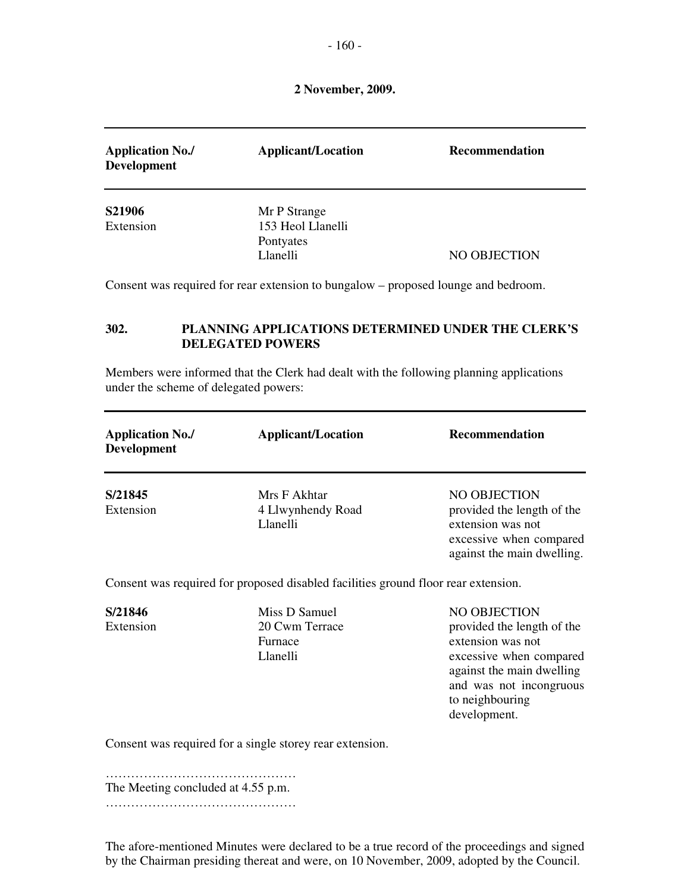**2 November, 2009.**

| Application No./ Development | Applicant/Location | Recommendation |
|---|---|---|
| **S21906** Extension | Mr P Strange 153 Heol Llanelli Pontyates Llanelli | NO OBJECTION |

Consent was required for rear extension to bungalow – proposed lounge and bedroom.

## 302. PLANNING APPLICATIONS DETERMINED UNDER THE CLERK'S DELEGATED POWERS

Members were informed that the Clerk had dealt with the following planning applications under the scheme of delegated powers:

| Application No./ Development | Applicant/Location | Recommendation |
|---|---|---|
| **S/21845** Extension | Mrs F Akhtar 4 Llwynhendy Road Llanelli | NO OBJECTION provided the length of the extension was not excessive when compared against the main dwelling. |

Consent was required for proposed disabled facilities ground floor rear extension.

| Application No./ Development | Applicant/Location | Recommendation |
|---|---|---|
| **S/21846** Extension | Miss D Samuel 20 Cwm Terrace Furnace Llanelli | NO OBJECTION provided the length of the extension was not excessive when compared against the main dwelling and was not incongruous to neighbouring development. |

Consent was required for a single storey rear extension.

………………………………………
The Meeting concluded at 4.55 p.m.
………………………………………

The afore-mentioned Minutes were declared to be a true record of the proceedings and signed by the Chairman presiding thereat and were, on 10 November, 2009, adopted by the Council.